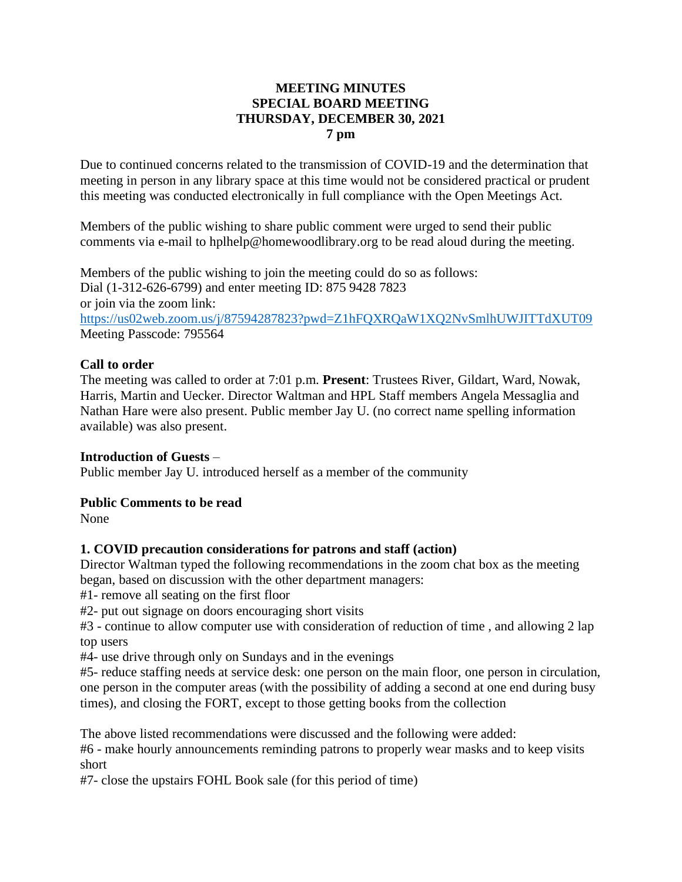# MEETING MINUTES
# SPECIAL BOARD MEETING
# THURSDAY, DECEMBER 30, 2021
# 7 pm

Due to continued concerns related to the transmission of COVID-19 and the determination that meeting in person in any library space at this time would not be considered practical or prudent this meeting was conducted electronically in full compliance with the Open Meetings Act.

Members of the public wishing to share public comment were urged to send their public comments via e-mail to hplhelp@homewoodlibrary.org to be read aloud during the meeting.

Members of the public wishing to join the meeting could do so as follows:
Dial (1-312-626-6799) and enter meeting ID: 875 9428 7823
or join via the zoom link:
https://us02web.zoom.us/j/87594287823?pwd=Z1hFQXRQaW1XQ2NvSmlhUWJITTdXUT09
Meeting Passcode: 795564

**Call to order**
The meeting was called to order at 7:01 p.m. **Present**: Trustees River, Gildart, Ward, Nowak, Harris, Martin and Uecker. Director Waltman and HPL Staff members Angela Messaglia and Nathan Hare were also present. Public member Jay U. (no correct name spelling information available) was also present.

**Introduction of Guests** –
Public member Jay U. introduced herself as a member of the community

**Public Comments to be read**
None

**1. COVID precaution considerations for patrons and staff (action)**
Director Waltman typed the following recommendations in the zoom chat box as the meeting began, based on discussion with the other department managers:
#1- remove all seating on the first floor
#2- put out signage on doors encouraging short visits
#3 - continue to allow computer use with consideration of reduction of time , and allowing 2 lap top users
#4- use drive through only on Sundays and in the evenings
#5- reduce staffing needs at service desk: one person on the main floor, one person in circulation, one person in the computer areas (with the possibility of adding a second at one end during busy times), and closing the FORT, except to those getting books from the collection

The above listed recommendations were discussed and the following were added:
#6 - make hourly announcements reminding patrons to properly wear masks and to keep visits short
#7- close the upstairs FOHL Book sale (for this period of time)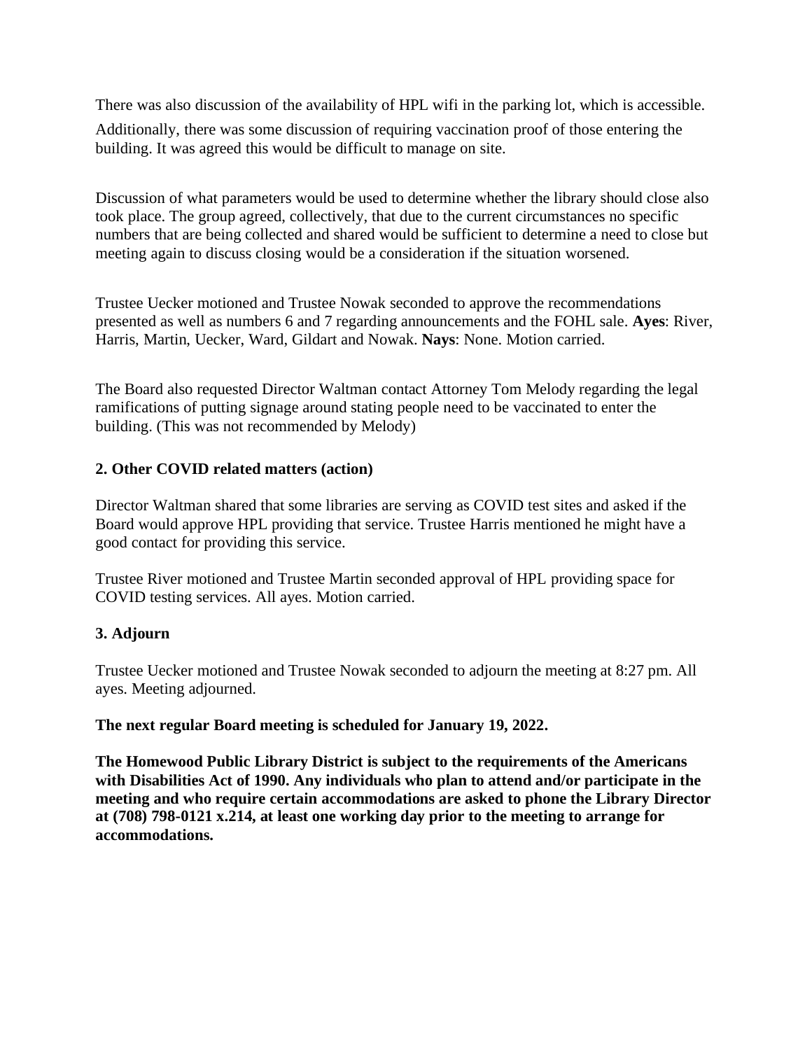There was also discussion of the availability of HPL wifi in the parking lot, which is accessible.

Additionally, there was some discussion of requiring vaccination proof of those entering the building. It was agreed this would be difficult to manage on site.

Discussion of what parameters would be used to determine whether the library should close also took place. The group agreed, collectively, that due to the current circumstances no specific numbers that are being collected and shared would be sufficient to determine a need to close but meeting again to discuss closing would be a consideration if the situation worsened.

Trustee Uecker motioned and Trustee Nowak seconded to approve the recommendations presented as well as numbers 6 and 7 regarding announcements and the FOHL sale. **Ayes**: River, Harris, Martin, Uecker, Ward, Gildart and Nowak. **Nays**: None. Motion carried.

The Board also requested Director Waltman contact Attorney Tom Melody regarding the legal ramifications of putting signage around stating people need to be vaccinated to enter the building. (This was not recommended by Melody)

**2. Other COVID related matters (action)**

Director Waltman shared that some libraries are serving as COVID test sites and asked if the Board would approve HPL providing that service. Trustee Harris mentioned he might have a good contact for providing this service.

Trustee River motioned and Trustee Martin seconded approval of HPL providing space for COVID testing services. All ayes. Motion carried.

**3. Adjourn**

Trustee Uecker motioned and Trustee Nowak seconded to adjourn the meeting at 8:27 pm. All ayes. Meeting adjourned.

**The next regular Board meeting is scheduled for January 19, 2022.**

**The Homewood Public Library District is subject to the requirements of the Americans with Disabilities Act of 1990. Any individuals who plan to attend and/or participate in the meeting and who require certain accommodations are asked to phone the Library Director at (708) 798-0121 x.214, at least one working day prior to the meeting to arrange for accommodations.**